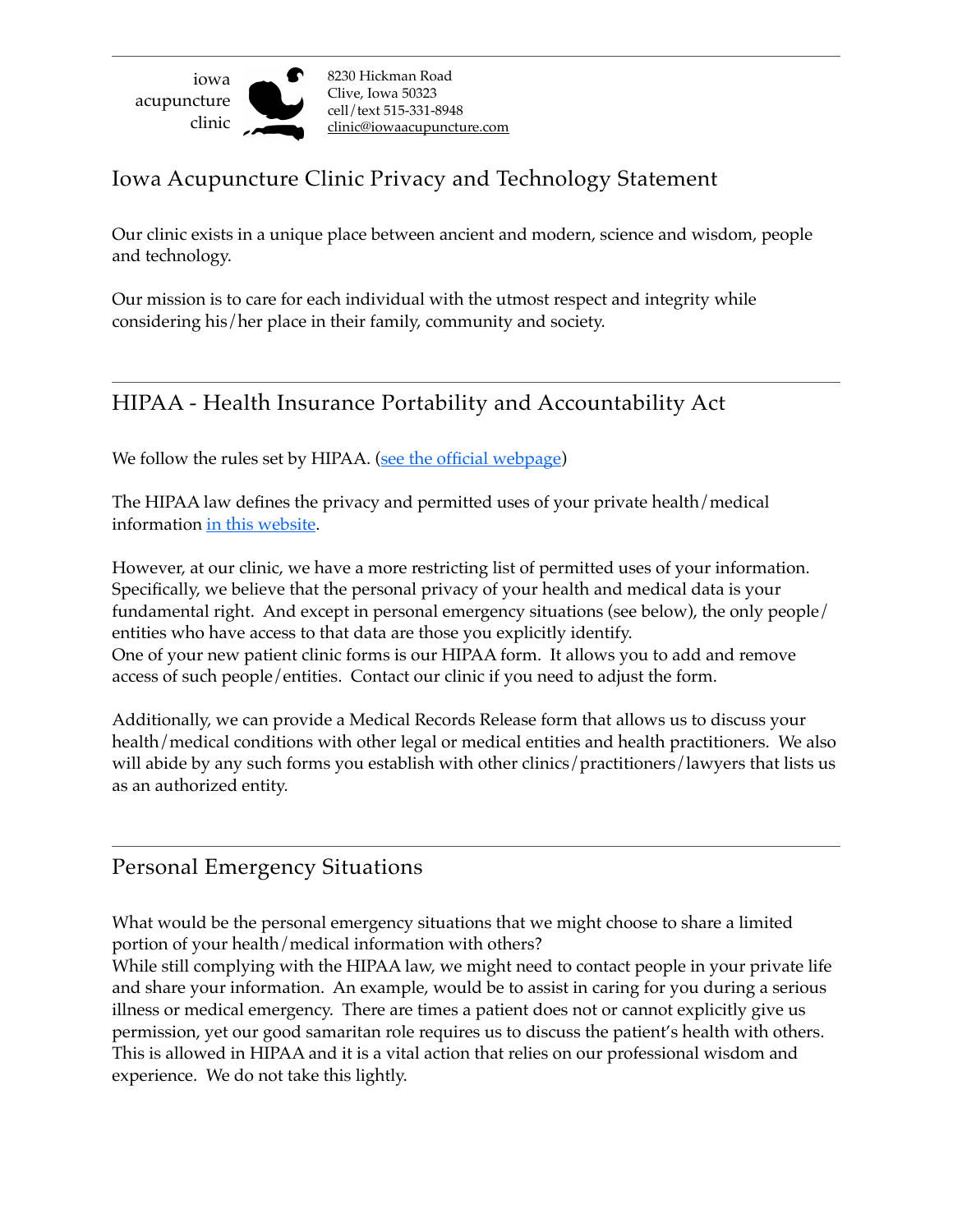iowa acupuncture clinic

8230 Hickman Road
Clive, Iowa 50323
cell/text 515-331-8948
clinic@iowaacupuncture.com

# Iowa Acupuncture Clinic Privacy and Technology Statement

Our clinic exists in a unique place between ancient and modern, science and wisdom, people and technology.

Our mission is to care for each individual with the utmost respect and integrity while considering his/her place in their family, community and society.

---

## HIPAA - Health Insurance Portability and Accountability Act

We follow the rules set by HIPAA. (see the official webpage)

The HIPAA law defines the privacy and permitted uses of your private health/medical information in this website.

However, at our clinic, we have a more restricting list of permitted uses of your information. Specifically, we believe that the personal privacy of your health and medical data is your fundamental right. And except in personal emergency situations (see below), the only people/entities who have access to that data are those you explicitly identify.
One of your new patient clinic forms is our HIPAA form. It allows you to add and remove access of such people/entities. Contact our clinic if you need to adjust the form.

Additionally, we can provide a Medical Records Release form that allows us to discuss your health/medical conditions with other legal or medical entities and health practitioners. We also will abide by any such forms you establish with other clinics/practitioners/lawyers that lists us as an authorized entity.

---

## Personal Emergency Situations

What would be the personal emergency situations that we might choose to share a limited portion of your health/medical information with others?
While still complying with the HIPAA law, we might need to contact people in your private life and share your information. An example, would be to assist in caring for you during a serious illness or medical emergency. There are times a patient does not or cannot explicitly give us permission, yet our good samaritan role requires us to discuss the patient's health with others. This is allowed in HIPAA and it is a vital action that relies on our professional wisdom and experience. We do not take this lightly.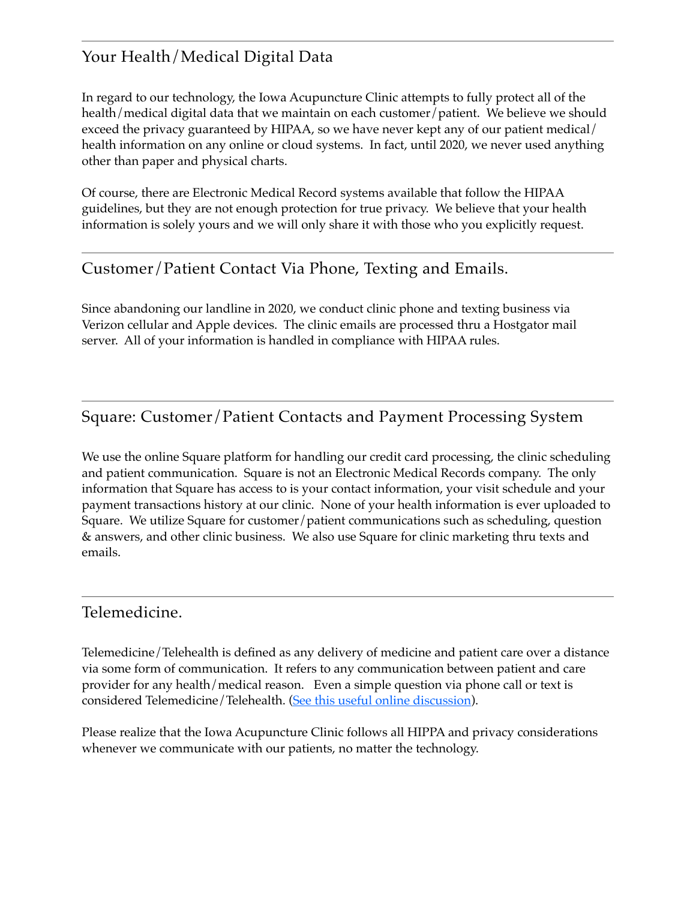## Your Health/Medical Digital Data

In regard to our technology, the Iowa Acupuncture Clinic attempts to fully protect all of the health/medical digital data that we maintain on each customer/patient. We believe we should exceed the privacy guaranteed by HIPAA, so we have never kept any of our patient medical/health information on any online or cloud systems. In fact, until 2020, we never used anything other than paper and physical charts.

Of course, there are Electronic Medical Record systems available that follow the HIPAA guidelines, but they are not enough protection for true privacy. We believe that your health information is solely yours and we will only share it with those who you explicitly request.

## Customer/Patient Contact Via Phone, Texting and Emails.

Since abandoning our landline in 2020, we conduct clinic phone and texting business via Verizon cellular and Apple devices. The clinic emails are processed thru a Hostgator mail server. All of your information is handled in compliance with HIPAA rules.

## Square: Customer/Patient Contacts and Payment Processing System

We use the online Square platform for handling our credit card processing, the clinic scheduling and patient communication. Square is not an Electronic Medical Records company. The only information that Square has access to is your contact information, your visit schedule and your payment transactions history at our clinic. None of your health information is ever uploaded to Square. We utilize Square for customer/patient communications such as scheduling, question & answers, and other clinic business. We also use Square for clinic marketing thru texts and emails.

## Telemedicine.

Telemedicine/Telehealth is defined as any delivery of medicine and patient care over a distance via some form of communication. It refers to any communication between patient and care provider for any health/medical reason. Even a simple question via phone call or text is considered Telemedicine/Telehealth. (See this useful online discussion).

Please realize that the Iowa Acupuncture Clinic follows all HIPPA and privacy considerations whenever we communicate with our patients, no matter the technology.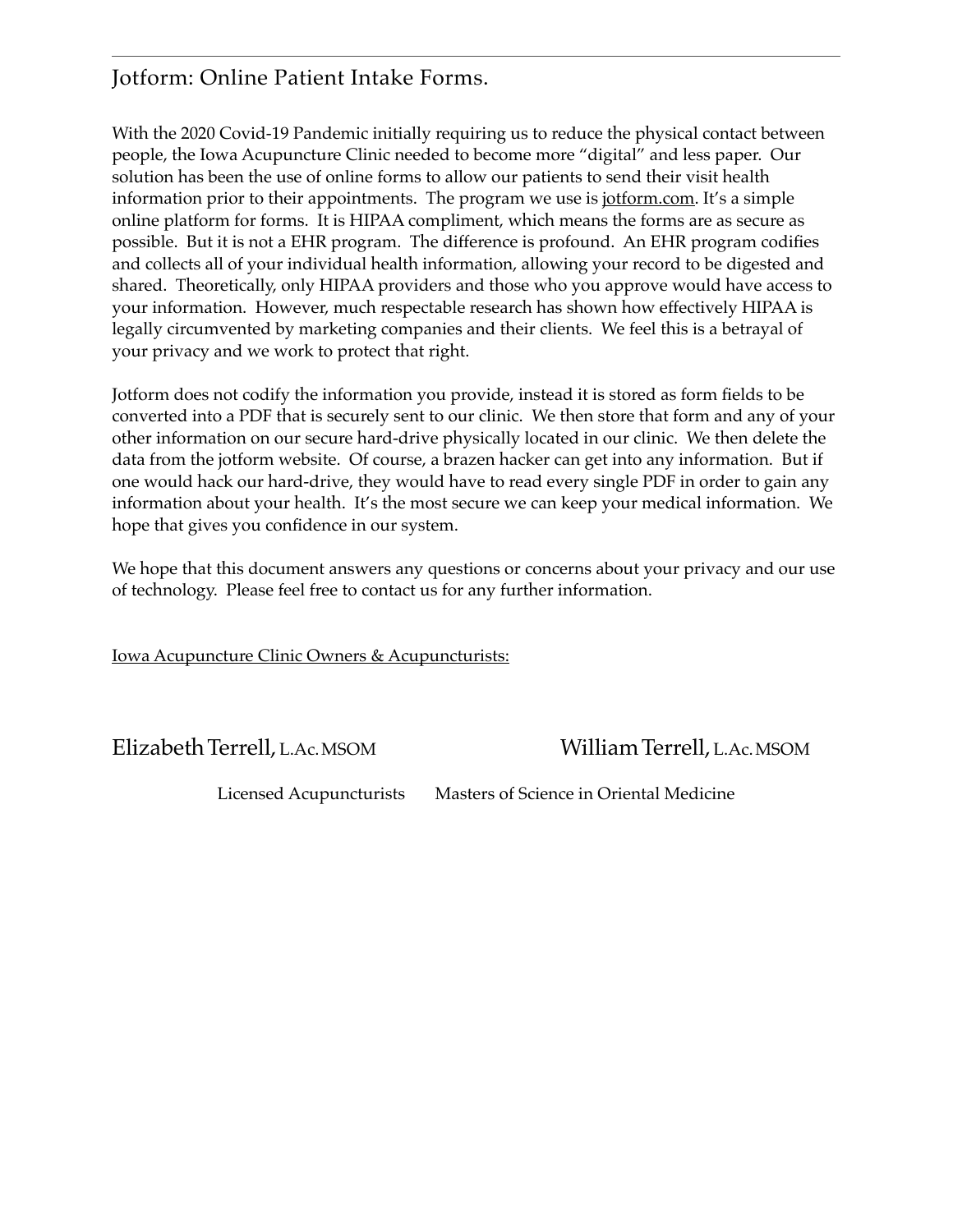## Jotform: Online Patient Intake Forms.

With the 2020 Covid-19 Pandemic initially requiring us to reduce the physical contact between people, the Iowa Acupuncture Clinic needed to become more "digital" and less paper. Our solution has been the use of online forms to allow our patients to send their visit health information prior to their appointments. The program we use is jotform.com. It's a simple online platform for forms. It is HIPAA compliment, which means the forms are as secure as possible. But it is not a EHR program. The difference is profound. An EHR program codifies and collects all of your individual health information, allowing your record to be digested and shared. Theoretically, only HIPAA providers and those who you approve would have access to your information. However, much respectable research has shown how effectively HIPAA is legally circumvented by marketing companies and their clients. We feel this is a betrayal of your privacy and we work to protect that right.

Jotform does not codify the information you provide, instead it is stored as form fields to be converted into a PDF that is securely sent to our clinic. We then store that form and any of your other information on our secure hard-drive physically located in our clinic. We then delete the data from the jotform website. Of course, a brazen hacker can get into any information. But if one would hack our hard-drive, they would have to read every single PDF in order to gain any information about your health. It's the most secure we can keep your medical information. We hope that gives you confidence in our system.

We hope that this document answers any questions or concerns about your privacy and our use of technology. Please feel free to contact us for any further information.

Iowa Acupuncture Clinic Owners & Acupuncturists:

Elizabeth Terrell, L.Ac. MSOM

William Terrell, L.Ac. MSOM

Licensed Acupuncturists Masters of Science in Oriental Medicine